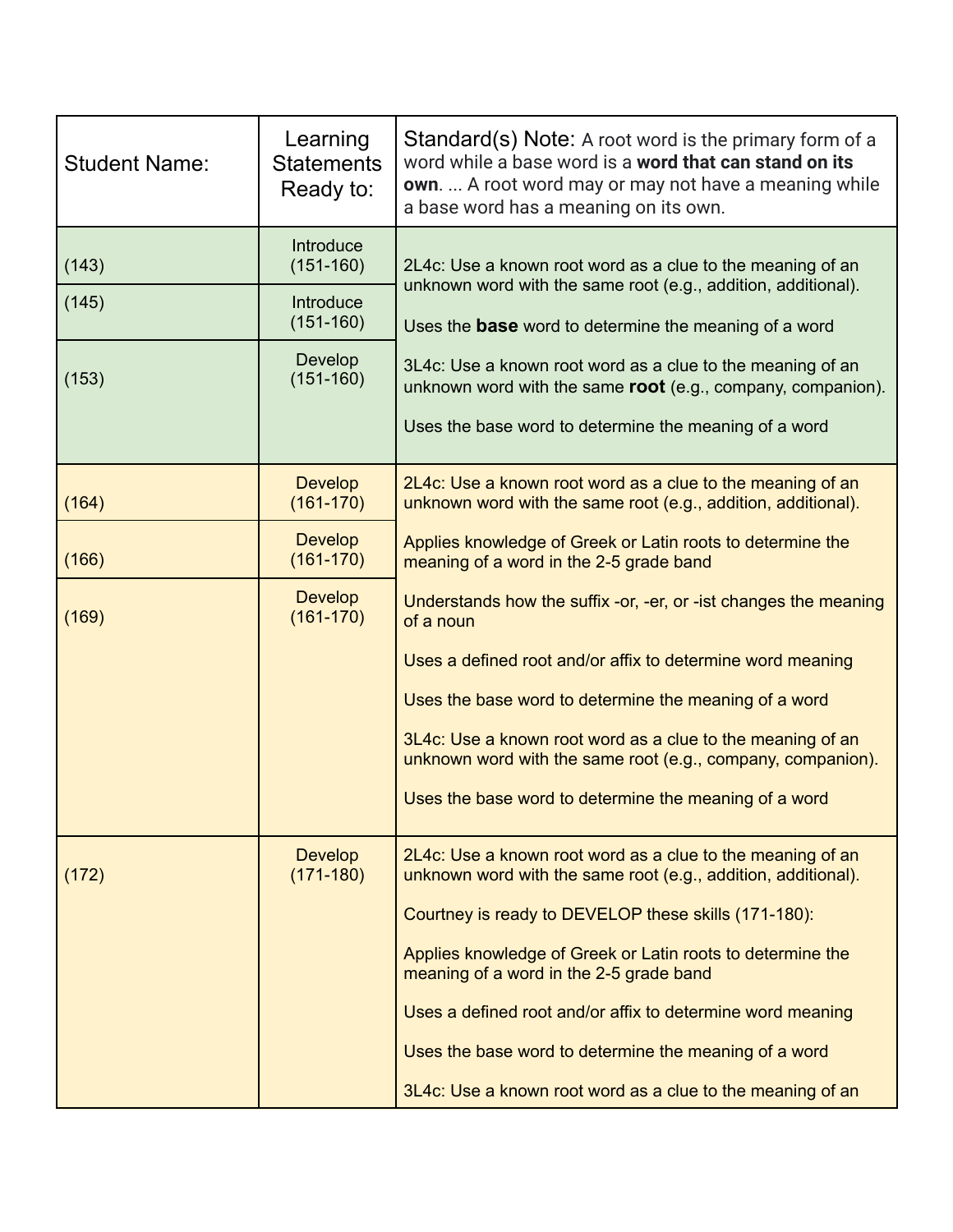| Student Name: | Learning Statements Ready to: | Standard(s) Note: A root word is the primary form of a word while a base word is a **word that can stand on its own**. ... A root word may or may not have a meaning while a base word has a meaning on its own. |
|---|---|---|
| (143) | Introduce (151-160) | 2L4c: Use a known root word as a clue to the meaning of an unknown word with the same root (e.g., addition, additional).<br><br>Uses the **base** word to determine the meaning of a word<br><br>3L4c: Use a known root word as a clue to the meaning of an unknown word with the same **root** (e.g., company, companion).<br><br>Uses the base word to determine the meaning of a word |
| (145) | Introduce (151-160) | |
| (153) | Develop (151-160) | |
| (164) | Develop (161-170) | 2L4c: Use a known root word as a clue to the meaning of an unknown word with the same root (e.g., addition, additional).<br><br>Applies knowledge of Greek or Latin roots to determine the meaning of a word in the 2-5 grade band<br><br>Understands how the suffix -or, -er, or -ist changes the meaning of a noun<br><br>Uses a defined root and/or affix to determine word meaning<br><br>Uses the base word to determine the meaning of a word<br><br>3L4c: Use a known root word as a clue to the meaning of an unknown word with the same root (e.g., company, companion).<br><br>Uses the base word to determine the meaning of a word |
| (166) | Develop (161-170) | |
| (169) | Develop (161-170) | |
| (172) | Develop (171-180) | 2L4c: Use a known root word as a clue to the meaning of an unknown word with the same root (e.g., addition, additional).<br><br>Courtney is ready to DEVELOP these skills (171-180):<br><br>Applies knowledge of Greek or Latin roots to determine the meaning of a word in the 2-5 grade band<br><br>Uses a defined root and/or affix to determine word meaning<br><br>Uses the base word to determine the meaning of a word<br><br>3L4c: Use a known root word as a clue to the meaning of an |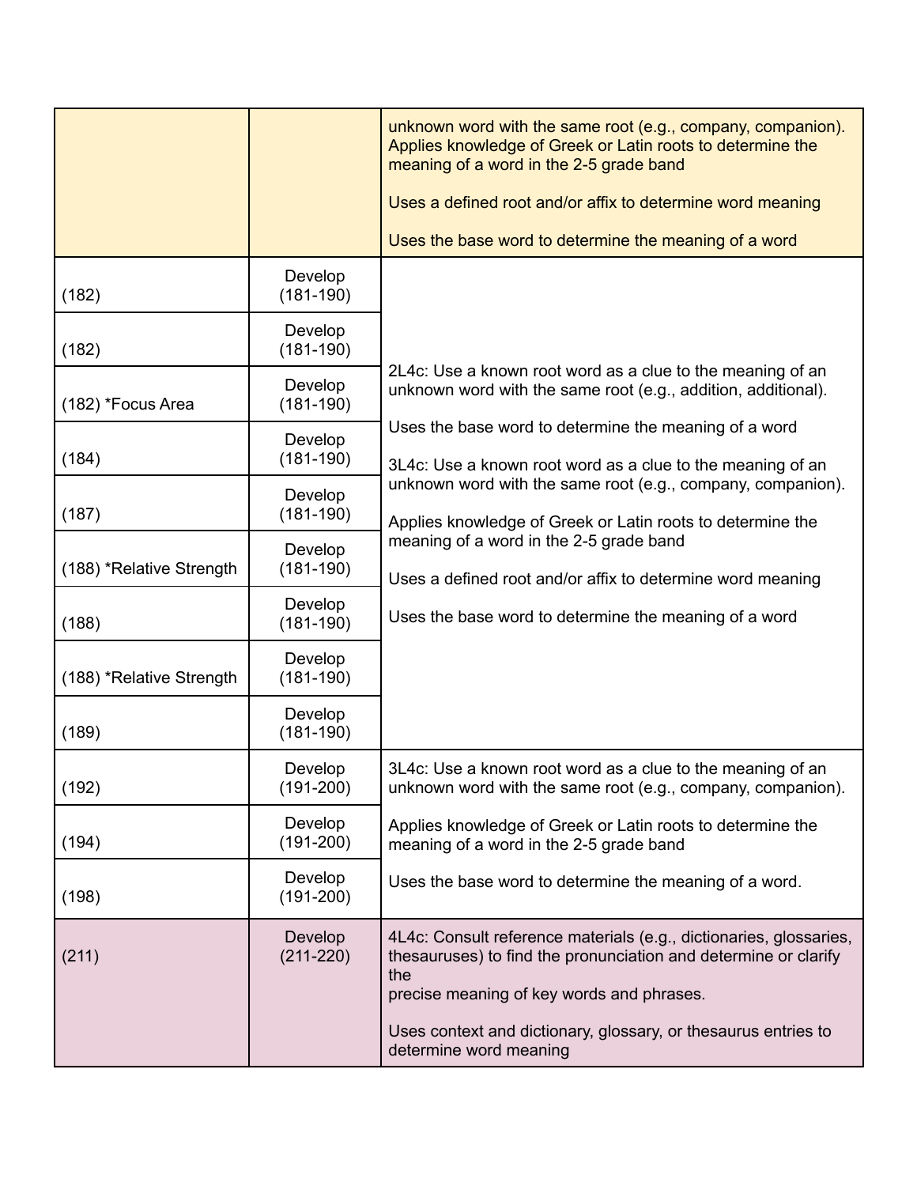| | | |
|---|---|---|
| | | unknown word with the same root (e.g., company, companion). Applies knowledge of Greek or Latin roots to determine the meaning of a word in the 2-5 grade band<br><br>Uses a defined root and/or affix to determine word meaning<br><br>Uses the base word to determine the meaning of a word |
| (182) | Develop (181-190) | 2L4c: Use a known root word as a clue to the meaning of an unknown word with the same root (e.g., addition, additional).<br><br>Uses the base word to determine the meaning of a word<br><br>3L4c: Use a known root word as a clue to the meaning of an unknown word with the same root (e.g., company, companion).<br><br>Applies knowledge of Greek or Latin roots to determine the meaning of a word in the 2-5 grade band<br><br>Uses a defined root and/or affix to determine word meaning<br><br>Uses the base word to determine the meaning of a word |
| (182) | Develop (181-190) | |
| (182) *Focus Area | Develop (181-190) | |
| (184) | Develop (181-190) | |
| (187) | Develop (181-190) | |
| (188) *Relative Strength | Develop (181-190) | |
| (188) | Develop (181-190) | |
| (188) *Relative Strength | Develop (181-190) | |
| (189) | Develop (181-190) | |
| (192) | Develop (191-200) | 3L4c: Use a known root word as a clue to the meaning of an unknown word with the same root (e.g., company, companion).<br><br>Applies knowledge of Greek or Latin roots to determine the meaning of a word in the 2-5 grade band<br><br>Uses the base word to determine the meaning of a word. |
| (194) | Develop (191-200) | |
| (198) | Develop (191-200) | |
| (211) | Develop (211-220) | 4L4c: Consult reference materials (e.g., dictionaries, glossaries, thesauruses) to find the pronunciation and determine or clarify the precise meaning of key words and phrases.<br><br>Uses context and dictionary, glossary, or thesaurus entries to determine word meaning |